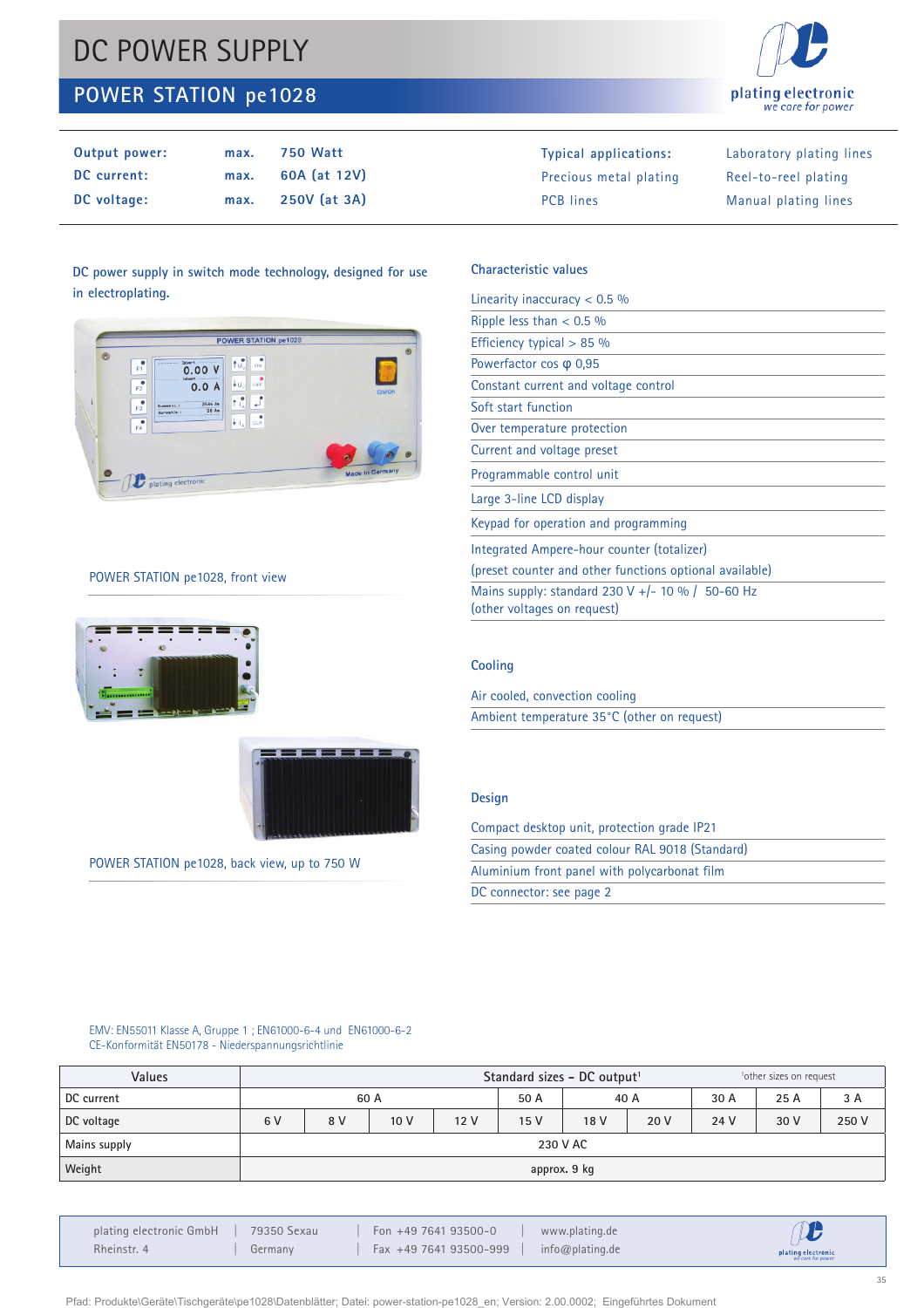# DC POWER SUPPLY

## POWER STATION pe1028

| | | |
|---|---|---|
| **Output power:** | **max.** | **750 Watt** |
| **DC current:** | **max.** | **60A (at 12V)** |
| **DC voltage:** | **max.** | **250V (at 3A)** |

**Typical applications:**

- Laboratory plating lines
- Precious metal plating
- Reel-to-reel plating
- PCB lines
- Manual plating lines

**DC power supply in switch mode technology, designed for use in electroplating.**

POWER STATION pe1028, front view

POWER STATION pe1028, back view, up to 750 W

### Characteristic values

- Linearity inaccuracy < 0.5 %
- Ripple less than < 0.5 %
- Efficiency typical > 85 %
- Powerfactor cos φ 0,95
- Constant current and voltage control
- Soft start function
- Over temperature protection
- Current and voltage preset
- Programmable control unit
- Large 3-line LCD display
- Keypad for operation and programming
- Integrated Ampere-hour counter (totalizer) (preset counter and other functions optional available)
- Mains supply: standard 230 V +/- 10 % / 50-60 Hz (other voltages on request)

### Cooling

- Air cooled, convection cooling
- Ambient temperature 35°C (other on request)

### Design

- Compact desktop unit, protection grade IP21
- Casing powder coated colour RAL 9018 (Standard)
- Aluminium front panel with polycarbonat film
- DC connector: see page 2

EMV: EN55011 Klasse A, Gruppe 1 ; EN61000-6-4 und EN61000-6-2
CE-Konformität EN50178 - Niederspannungsrichtlinie

| Values | Standard sizes – DC output[1] | | | | | | | | | [1]other sizes on request |
|---|---|---|---|---|---|---|---|---|---|---|
| DC current | 60 A | | | | 50 A | 40 A | | 30 A | 25 A | 3 A |
| DC voltage | 6 V | 8 V | 10 V | 12 V | 15 V | 18 V | 20 V | 24 V | 30 V | 250 V |
| Mains supply | 230 V AC | | | | | | | | | |
| Weight | approx. 9 kg | | | | | | | | | |

plating electronic GmbH | 79350 Sexau | Fon +49 7641 93500-0 | www.plating.de
Rheinstr. 4 | Germany | Fax +49 7641 93500-999 | info@plating.de

Pfad: Produkte\Geräte\Tischgeräte\pe1028\Datenblätter; Datei: power-station-pe1028_en; Version: 2.00.0002; Eingeführtes Dokument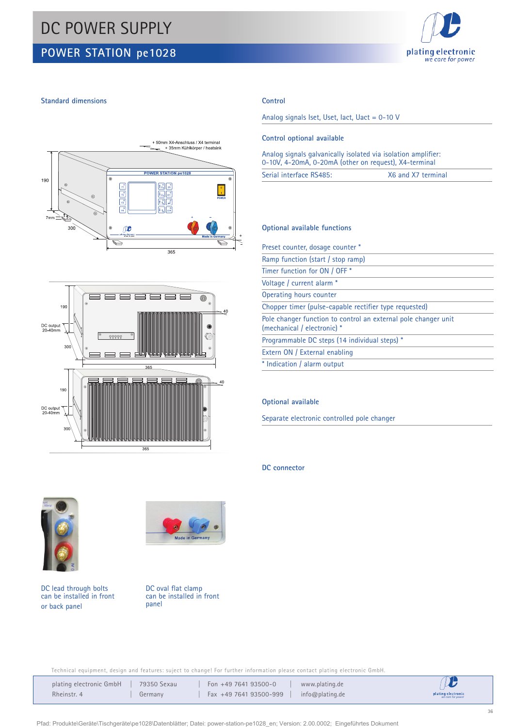# DC POWER SUPPLY

## POWER STATION pe1028

### Standard dimensions

+ 50mm X4-Anschluss / X4 terminal
+ 35mm Kühlkörper / heatsink

190
7mm
300
365

190
DC output 20-40mm
300
365
40

190
DC output 20-40mm
300
365
40

### Control

Analog signals Iset, Uset, Iact, Uact = 0-10 V

### Control optional available

Analog signals galvanically isolated via isolation amplifier: 0-10V, 4-20mA, 0-20mA (other on request), X4-terminal

Serial interface RS485: X6 and X7 terminal

### Optional available functions

- Preset counter, dosage counter *
- Ramp function (start / stop ramp)
- Timer function for ON / OFF *
- Voltage / current alarm *
- Operating hours counter
- Chopper timer (pulse-capable rectifier type requested)
- Pole changer function to control an external pole changer unit (mechanical / electronic) *
- Programmable DC steps (14 individual steps) *
- Extern ON / External enabling

* Indication / alarm output

### Optional available

Separate electronic controlled pole changer

### DC connector

DC lead through bolts can be installed in front or back panel

DC oval flat clamp can be installed in front panel

Technical equipment, design and features: suject to change! For further information please contact plating electronic GmbH.

plating electronic GmbH | 79350 Sexau | Fon +49 7641 93500-0 | www.plating.de
Rheinstr. 4 | Germany | Fax +49 7641 93500-999 | info@plating.de

Pfad: Produkte\Geräte\Tischgeräte\pe1028\Datenblätter; Datei: power-station-pe1028_en; Version: 2.00.0002; Eingeführtes Dokument